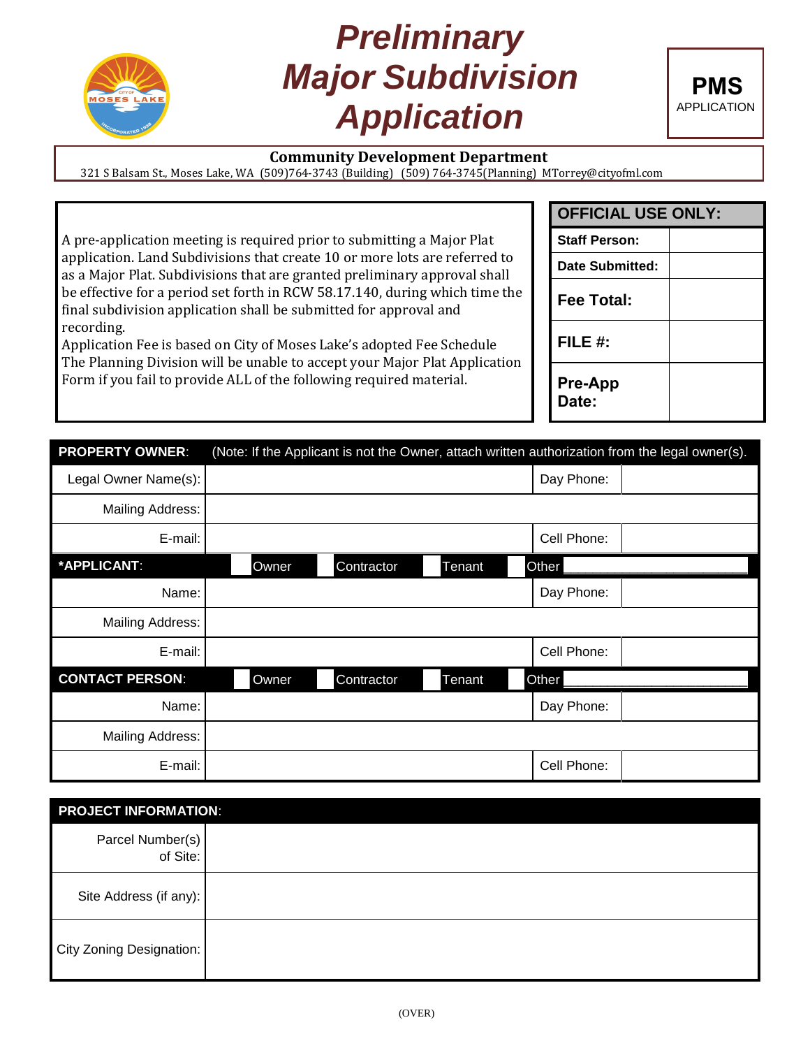# Preliminary Major Subdivision Application

**PMS**
APPLICATION

**Community Development Department**
321 S Balsam St., Moses Lake, WA (509)764-3743 (Building) (509) 764-3745(Planning) MTorrey@cityofml.com

A pre-application meeting is required prior to submitting a Major Plat application. Land Subdivisions that create 10 or more lots are referred to as a Major Plat. Subdivisions that are granted preliminary approval shall be effective for a period set forth in RCW 58.17.140, during which time the final subdivision application shall be submitted for approval and recording.
Application Fee is based on City of Moses Lake's adopted Fee Schedule
The Planning Division will be unable to accept your Major Plat Application Form if you fail to provide ALL of the following required material.

| OFFICIAL USE ONLY: | |
|---|---|
| **Staff Person:** | |
| **Date Submitted:** | |
| **Fee Total:** | |
| **FILE #:** | |
| **Pre-App Date:** | |

| **PROPERTY OWNER**: | (Note: If the Applicant is not the Owner, attach written authorization from the legal owner(s). | | |
|---|---|---|---|
| Legal Owner Name(s): | | Day Phone: | |
| Mailing Address: | | | |
| E-mail: | | Cell Phone: | |
| ***APPLICANT**: | ☐ Owner ☐ Contractor ☐ Tenant ☐ Other ______ | | |
| Name: | | Day Phone: | |
| Mailing Address: | | | |
| E-mail: | | Cell Phone: | |
| **CONTACT PERSON**: | ☐ Owner ☐ Contractor ☐ Tenant ☐ Other ______ | | |
| Name: | | Day Phone: | |
| Mailing Address: | | | |
| E-mail: | | Cell Phone: | |

| **PROJECT INFORMATION**: | |
|---|---|
| Parcel Number(s) of Site: | |
| Site Address (if any): | |
| City Zoning Designation: | |

(OVER)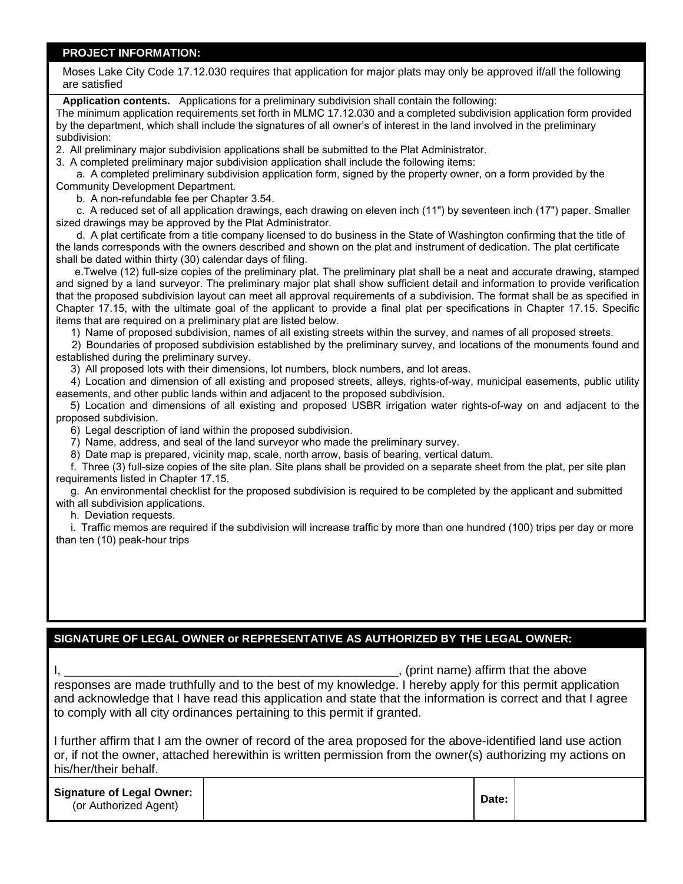## PROJECT INFORMATION:

Moses Lake City Code 17.12.030 requires that application for major plats may only be approved if/all the following are satisfied

**Application contents.** Applications for a preliminary subdivision shall contain the following:

The minimum application requirements set forth in MLMC 17.12.030 and a completed subdivision application form provided by the department, which shall include the signatures of all owner's of interest in the land involved in the preliminary subdivision:

2. All preliminary major subdivision applications shall be submitted to the Plat Administrator.
3. A completed preliminary major subdivision application shall include the following items:
   a. A completed preliminary subdivision application form, signed by the property owner, on a form provided by the Community Development Department.
   b. A non-refundable fee per Chapter 3.54.
   c. A reduced set of all application drawings, each drawing on eleven inch (11") by seventeen inch (17") paper. Smaller sized drawings may be approved by the Plat Administrator.
   d. A plat certificate from a title company licensed to do business in the State of Washington confirming that the title of the lands corresponds with the owners described and shown on the plat and instrument of dedication. The plat certificate shall be dated within thirty (30) calendar days of filing.
   e. Twelve (12) full-size copies of the preliminary plat. The preliminary plat shall be a neat and accurate drawing, stamped and signed by a land surveyor. The preliminary major plat shall show sufficient detail and information to provide verification that the proposed subdivision layout can meet all approval requirements of a subdivision. The format shall be as specified in Chapter 17.15, with the ultimate goal of the applicant to provide a final plat per specifications in Chapter 17.15. Specific items that are required on a preliminary plat are listed below.
      1) Name of proposed subdivision, names of all existing streets within the survey, and names of all proposed streets.
      2) Boundaries of proposed subdivision established by the preliminary survey, and locations of the monuments found and established during the preliminary survey.
      3) All proposed lots with their dimensions, lot numbers, block numbers, and lot areas.
      4) Location and dimension of all existing and proposed streets, alleys, rights-of-way, municipal easements, public utility easements, and other public lands within and adjacent to the proposed subdivision.
      5) Location and dimensions of all existing and proposed USBR irrigation water rights-of-way on and adjacent to the proposed subdivision.
      6) Legal description of land within the proposed subdivision.
      7) Name, address, and seal of the land surveyor who made the preliminary survey.
      8) Date map is prepared, vicinity map, scale, north arrow, basis of bearing, vertical datum.
   f. Three (3) full-size copies of the site plan. Site plans shall be provided on a separate sheet from the plat, per site plan requirements listed in Chapter 17.15.
   g. An environmental checklist for the proposed subdivision is required to be completed by the applicant and submitted with all subdivision applications.
   h. Deviation requests.
   i. Traffic memos are required if the subdivision will increase traffic by more than one hundred (100) trips per day or more than ten (10) peak-hour trips

## SIGNATURE OF LEGAL OWNER or REPRESENTATIVE AS AUTHORIZED BY THE LEGAL OWNER:

I, ________________________________________________, (print name) affirm that the above responses are made truthfully and to the best of my knowledge. I hereby apply for this permit application and acknowledge that I have read this application and state that the information is correct and that I agree to comply with all city ordinances pertaining to this permit if granted.

I further affirm that I am the owner of record of the area proposed for the above-identified land use action or, if not the owner, attached herewithin is written permission from the owner(s) authorizing my actions on his/her/their behalf.

| | | | |
|---|---|---|---|
| **Signature of Legal Owner:** (or Authorized Agent) | | **Date:** | |